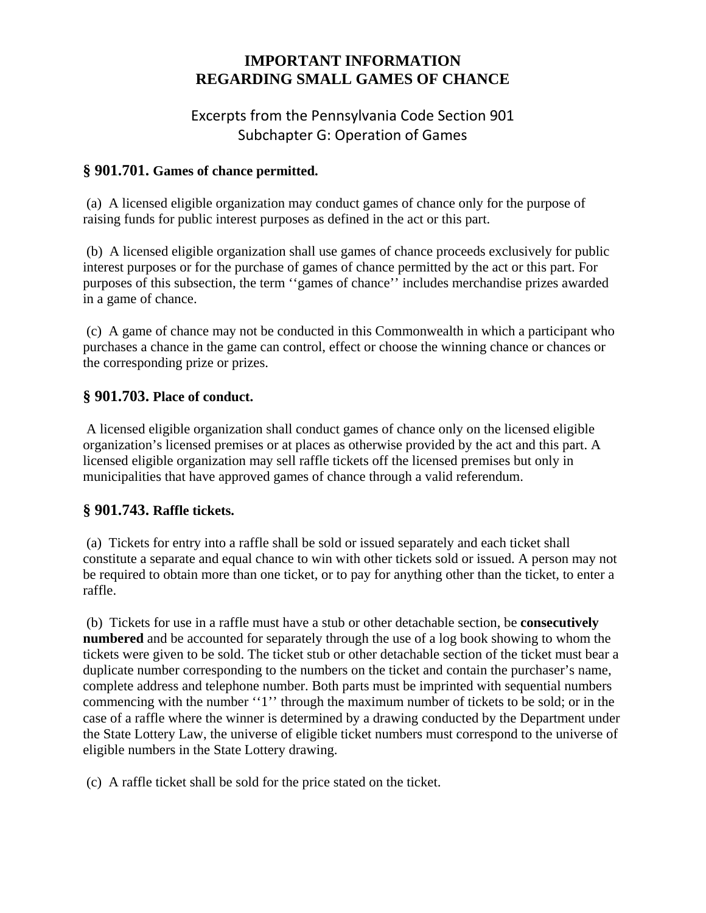# IMPORTANT INFORMATION
# REGARDING SMALL GAMES OF CHANCE

## Excerpts from the Pennsylvania Code Section 901
## Subchapter G: Operation of Games

### § 901.701. Games of chance permitted.

(a) A licensed eligible organization may conduct games of chance only for the purpose of raising funds for public interest purposes as defined in the act or this part.

(b) A licensed eligible organization shall use games of chance proceeds exclusively for public interest purposes or for the purchase of games of chance permitted by the act or this part. For purposes of this subsection, the term ''games of chance'' includes merchandise prizes awarded in a game of chance.

(c) A game of chance may not be conducted in this Commonwealth in which a participant who purchases a chance in the game can control, effect or choose the winning chance or chances or the corresponding prize or prizes.

### § 901.703. Place of conduct.

A licensed eligible organization shall conduct games of chance only on the licensed eligible organization's licensed premises or at places as otherwise provided by the act and this part. A licensed eligible organization may sell raffle tickets off the licensed premises but only in municipalities that have approved games of chance through a valid referendum.

### § 901.743. Raffle tickets.

(a) Tickets for entry into a raffle shall be sold or issued separately and each ticket shall constitute a separate and equal chance to win with other tickets sold or issued. A person may not be required to obtain more than one ticket, or to pay for anything other than the ticket, to enter a raffle.

(b) Tickets for use in a raffle must have a stub or other detachable section, be **consecutively numbered** and be accounted for separately through the use of a log book showing to whom the tickets were given to be sold. The ticket stub or other detachable section of the ticket must bear a duplicate number corresponding to the numbers on the ticket and contain the purchaser's name, complete address and telephone number. Both parts must be imprinted with sequential numbers commencing with the number ''1'' through the maximum number of tickets to be sold; or in the case of a raffle where the winner is determined by a drawing conducted by the Department under the State Lottery Law, the universe of eligible ticket numbers must correspond to the universe of eligible numbers in the State Lottery drawing.

(c) A raffle ticket shall be sold for the price stated on the ticket.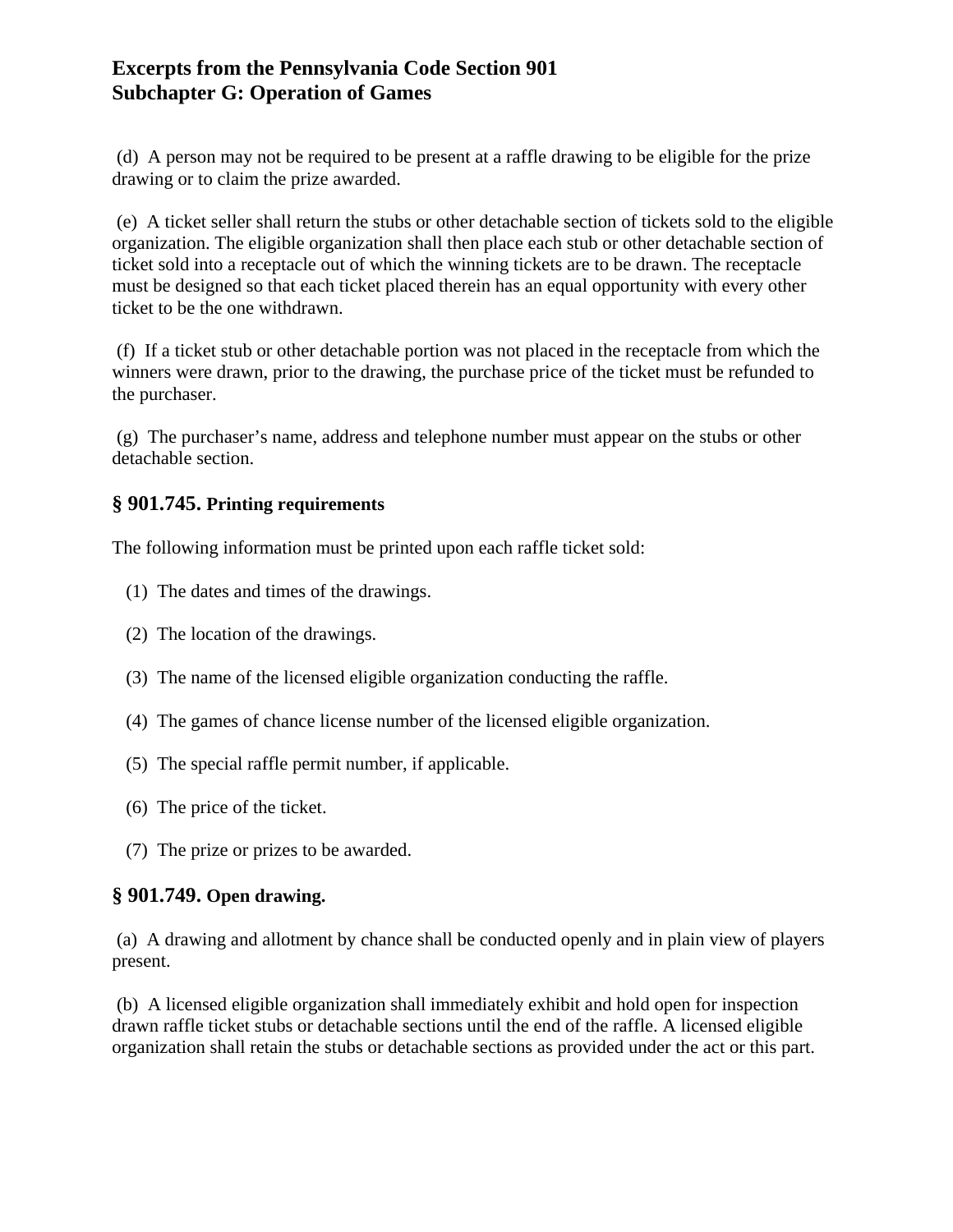## Excerpts from the Pennsylvania Code Section 901
## Subchapter G: Operation of Games

(d) A person may not be required to be present at a raffle drawing to be eligible for the prize drawing or to claim the prize awarded.

(e) A ticket seller shall return the stubs or other detachable section of tickets sold to the eligible organization. The eligible organization shall then place each stub or other detachable section of ticket sold into a receptacle out of which the winning tickets are to be drawn. The receptacle must be designed so that each ticket placed therein has an equal opportunity with every other ticket to be the one withdrawn.

(f) If a ticket stub or other detachable portion was not placed in the receptacle from which the winners were drawn, prior to the drawing, the purchase price of the ticket must be refunded to the purchaser.

(g) The purchaser's name, address and telephone number must appear on the stubs or other detachable section.

### § 901.745. Printing requirements

The following information must be printed upon each raffle ticket sold:

(1) The dates and times of the drawings.

(2) The location of the drawings.

(3) The name of the licensed eligible organization conducting the raffle.

(4) The games of chance license number of the licensed eligible organization.

(5) The special raffle permit number, if applicable.

(6) The price of the ticket.

(7) The prize or prizes to be awarded.

### § 901.749. Open drawing.

(a) A drawing and allotment by chance shall be conducted openly and in plain view of players present.

(b) A licensed eligible organization shall immediately exhibit and hold open for inspection drawn raffle ticket stubs or detachable sections until the end of the raffle. A licensed eligible organization shall retain the stubs or detachable sections as provided under the act or this part.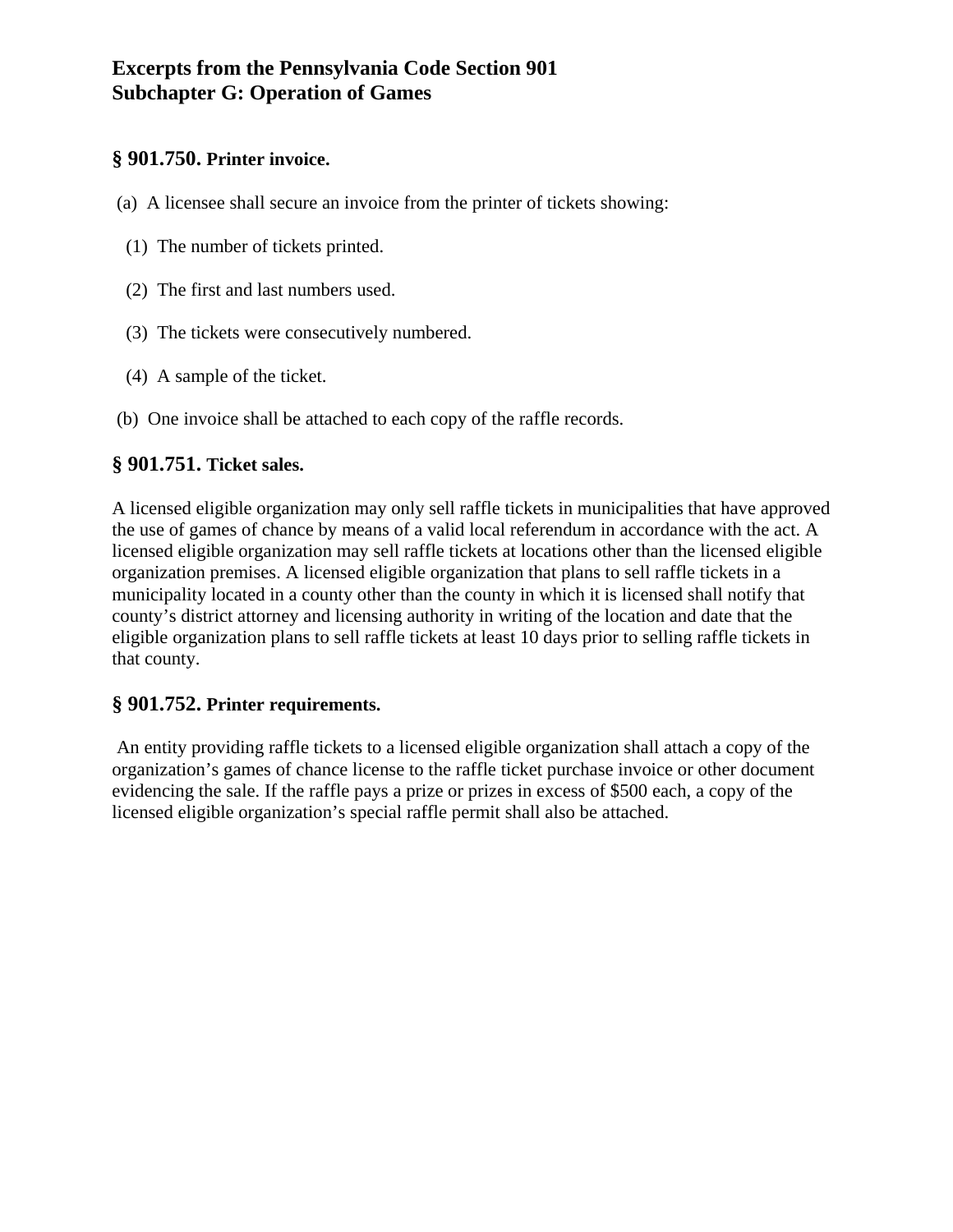# Excerpts from the Pennsylvania Code Section 901
# Subchapter G: Operation of Games

## § 901.750. Printer invoice.

(a) A licensee shall secure an invoice from the printer of tickets showing:

(1) The number of tickets printed.

(2) The first and last numbers used.

(3) The tickets were consecutively numbered.

(4) A sample of the ticket.

(b) One invoice shall be attached to each copy of the raffle records.

## § 901.751. Ticket sales.

A licensed eligible organization may only sell raffle tickets in municipalities that have approved the use of games of chance by means of a valid local referendum in accordance with the act. A licensed eligible organization may sell raffle tickets at locations other than the licensed eligible organization premises. A licensed eligible organization that plans to sell raffle tickets in a municipality located in a county other than the county in which it is licensed shall notify that county's district attorney and licensing authority in writing of the location and date that the eligible organization plans to sell raffle tickets at least 10 days prior to selling raffle tickets in that county.

## § 901.752. Printer requirements.

An entity providing raffle tickets to a licensed eligible organization shall attach a copy of the organization's games of chance license to the raffle ticket purchase invoice or other document evidencing the sale. If the raffle pays a prize or prizes in excess of $500 each, a copy of the licensed eligible organization's special raffle permit shall also be attached.